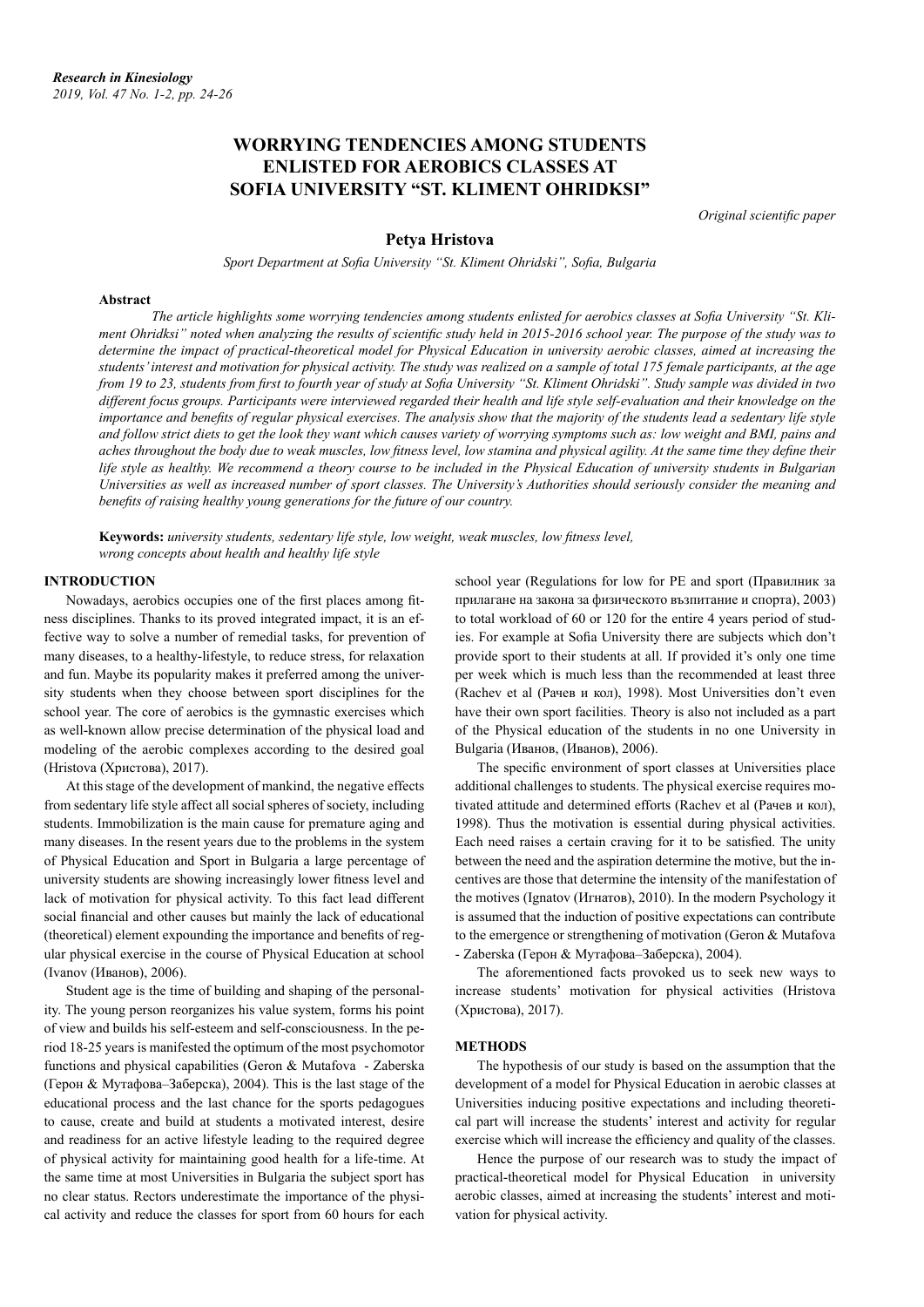# WORRYING TENDENCIES AMONG STUDENTS ENLISTED FOR AEROBICS CLASSES AT SOFIA UNIVERSITY "ST. KLIMENT OHRIDKSI"

*Original scientific paper*

**Petya Hristova**

*Sport Department at Sofia University "St. Kliment Ohridski", Sofia, Bulgaria*

### Abstract

*The article highlights some worrying tendencies among students enlisted for aerobics classes at Sofia University "St. Kliment Ohridksi" noted when analyzing the results of scientific study held in 2015-2016 school year. The purpose of the study was to determine the impact of practical-theoretical model for Physical Education in university aerobic classes, aimed at increasing the students' interest and motivation for physical activity. The study was realized on a sample of total 175 female participants, at the age from 19 to 23, students from first to fourth year of study at Sofia University "St. Kliment Ohridsksi". Study sample was divided in two different focus groups. Participants were interviewed regarded their health and life style self-evaluation and their knowledge on the importance and benefits of regular physical exercises. The analysis show that the majority of the students lead a sedentary life style and follow strict diets to get the look they want which causes variety of worrying symptoms such as: low weight and BMI, pains and aches throughout the body due to weak muscles, low fitness level, low stamina and physical agility. At the same time they define their life style as healthy. We recommend a theory course to be included in the Physical Education of university students in Bulgarian Universities as well as increased number of sport classes. The University's Authorities should seriously consider the meaning and benefits of raising healthy young generations for the future of our country.*

**Keywords:** *university students, sedentary life style, low weight, weak muscles, low fitness level, wrong concepts about health and healthy life style*

## INTRODUCTION

Nowadays, aerobics occupies one of the first places among fitness disciplines. Thanks to its proved integrated impact, it is an effective way to solve a number of remedial tasks, for prevention of many diseases, to a healthy-lifestyle, to reduce stress, for relaxation and fun. Maybe its popularity makes it preferred among the university students when they choose between sport disciplines for the school year. The core of aerobics is the gymnastic exercises which as well-known allow precise determination of the physical load and modeling of the aerobic complexes according to the desired goal (Hristova (Христова), 2017).

At this stage of the development of mankind, the negative effects from sedentary life style affect all social spheres of society, including students. Immobilization is the main cause for premature aging and many diseases. In the resent years due to the problems in the system of Physical Education and Sport in Bulgaria a large percentage of university students are showing increasingly lower fitness level and lack of motivation for physical activity. To this fact lead different social financial and other causes but mainly the lack of educational (theoretical) element expounding the importance and benefits of regular physical exercise in the course of Physical Education at school (Ivanov (Иванов), 2006).

Student age is the time of building and shaping of the personality. The young person reorganizes his value system, forms his point of view and builds his self-esteem and self-consciousness. In the period 18-25 years is manifested the optimum of the most psychomotor functions and physical capabilities (Geron & Mutafova - Zaberska (Герон & Мутафова–Заберска), 2004). This is the last stage of the educational process and the last chance for the sports pedagogues to cause, create and build at students a motivated interest, desire and readiness for an active lifestyle leading to the required degree of physical activity for maintaining good health for a life-time. At the same time at most Universities in Bulgaria the subject sport has no clear status. Rectors underestimate the importance of the physical activity and reduce the classes for sport from 60 hours for each school year (Regulations for low for PE and sport (Правилник за прилагане на закона за физическото възпитание и спорта), 2003) to total workload of 60 or 120 for the entire 4 years period of studies. For example at Sofia University there are subjects which don't provide sport to their students at all. If provided it's only one time per week which is much less than the recommended at least three (Rachev et al (Рачев и кол), 1998). Most Universities don't even have their own sport facilities. Theory is also not included as a part of the Physical education of the students in no one University in Bulgaria (Иванов, (Иванов), 2006).

The specific environment of sport classes at Universities place additional challenges to students. The physical exercise requires motivated attitude and determined efforts (Rachev et al (Рачев и кол), 1998). Thus the motivation is essential during physical activities. Each need raises a certain craving for it to be satisfied. The unity between the need and the aspiration determine the motive, but the incentives are those that determine the intensity of the manifestation of the motives (Ignatov (Игнатов), 2010). In the modern Psychology it is assumed that the induction of positive expectations can contribute to the emergence or strengthening of motivation (Geron & Mutafova - Zaberska (Герон & Мутафова–Заберска), 2004).

The aforementioned facts provoked us to seek new ways to increase students' motivation for physical activities (Hristova (Христова), 2017).

## METHODS

The hypothesis of our study is based on the assumption that the development of a model for Physical Education in aerobic classes at Universities inducing positive expectations and including theoretical part will increase the students' interest and activity for regular exercise which will increase the efficiency and quality of the classes.

Hence the purpose of our research was to study the impact of practical-theoretical model for Physical Education in university aerobic classes, aimed at increasing the students' interest and motivation for physical activity.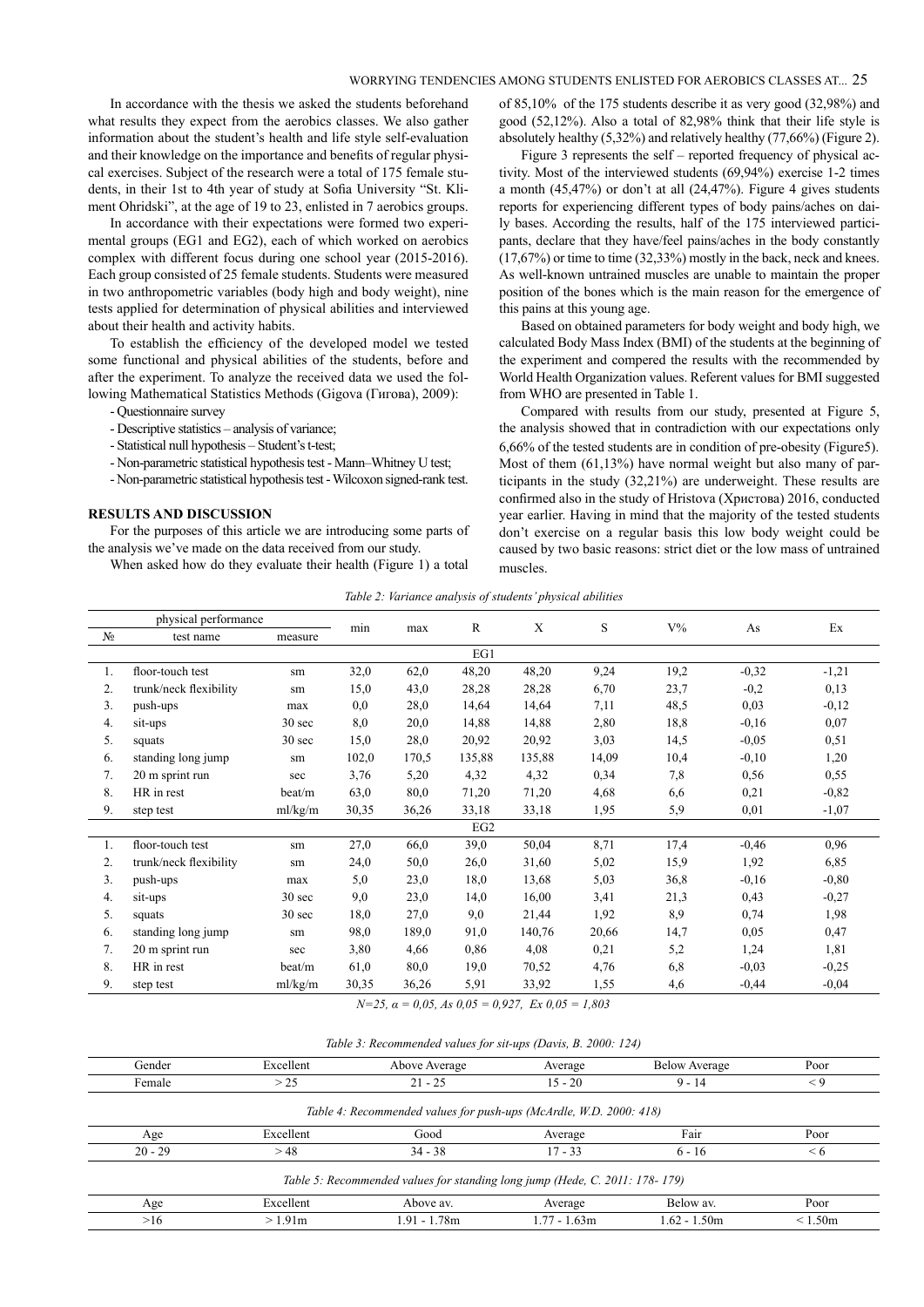In accordance with the thesis we asked the students beforehand what results they expect from the aerobics classes. We also gather information about the student's health and life style self-evaluation and their knowledge on the importance and benefits of regular physical exercises. Subject of the research were a total of 175 female students, in their 1st to 4th year of study at Sofia University "St. Kliment Ohridski", at the age of 19 to 23, enlisted in 7 aerobics groups.

In accordance with their expectations were formed two experimental groups (EG1 and EG2), each of which worked on aerobics complex with different focus during one school year (2015-2016). Each group consisted of 25 female students. Students were measured in two anthropometric variables (body high and body weight), nine tests applied for determination of physical abilities and interviewed about their health and activity habits.

To establish the efficiency of the developed model we tested some functional and physical abilities of the students, before and after the experiment. To analyze the received data we used the following Mathematical Statistics Methods (Gigova (Гигова), 2009):

- Questionnaire survey
- Descriptive statistics – analysis of variance;
- Statistical null hypothesis – Student's t-test;
- Non-parametric statistical hypothesis test - Mann–Whitney U test;
- Non-parametric statistical hypothesis test - Wilcoxon signed-rank test.

## RESULTS AND DISCUSSION

For the purposes of this article we are introducing some parts of the analysis we've made on the data received from our study.

When asked how do they evaluate their health (Figure 1) a total of 85,10% of the 175 students describe it as very good (32,98%) and good (52,12%). Also a total of 82,98% think that their life style is absolutely healthy (5,32%) and relatively healthy (77,66%) (Figure 2).

Figure 3 represents the self – reported frequency of physical activity. Most of the interviewed students (69,94%) exercise 1-2 times a month (45,47%) or don't at all (24,47%). Figure 4 gives students reports for experiencing different types of body pains/aches on daily bases. According the results, half of the 175 interviewed participants, declare that they have/feel pains/aches in the body constantly (17,67%) or time to time (32,33%) mostly in the back, neck and knees. As well-known untrained muscles are unable to maintain the proper position of the bones which is the main reason for the emergence of this pains at this young age.

Based on obtained parameters for body weight and body high, we calculated Body Mass Index (BMI) of the students at the beginning of the experiment and compered the results with the recommended by World Health Organization values. Referent values for BMI suggested from WHO are presented in Table 1.

Compared with results from our study, presented at Figure 5, the analysis showed that in contradiction with our expectations only 6,66% of the tested students are in condition of pre-obesity (Figure5). Most of them (61,13%) have normal weight but also many of participants in the study (32,21%) are underweight. These results are confirmed also in the study of Hristova (Христова) 2016, conducted year earlier. Having in mind that the majority of the tested students don't exercise on a regular basis this low body weight could be caused by two basic reasons: strict diet or the low mass of untrained muscles.

*Table 2: Variance analysis of students' physical abilities*

| № | physical performance: test name | measure | min | max | R | X | S | V% | As | Ex |
|---|---|---|---|---|---|---|---|---|---|---|
| | | | | | EG1 | | | | | |
| 1. | floor-touch test | sm | 32,0 | 62,0 | 48,20 | 48,20 | 9,24 | 19,2 | -0,32 | -1,21 |
| 2. | trunk/neck flexibility | sm | 15,0 | 43,0 | 28,28 | 28,28 | 6,70 | 23,7 | -0,2 | 0,13 |
| 3. | push-ups | max | 0,0 | 28,0 | 14,64 | 14,64 | 7,11 | 48,5 | 0,03 | -0,12 |
| 4. | sit-ups | 30 sec | 8,0 | 20,0 | 14,88 | 14,88 | 2,80 | 18,8 | -0,16 | 0,07 |
| 5. | squats | 30 sec | 15,0 | 28,0 | 20,92 | 20,92 | 3,03 | 14,5 | -0,05 | 0,51 |
| 6. | standing long jump | sm | 102,0 | 170,5 | 135,88 | 135,88 | 14,09 | 10,4 | -0,10 | 1,20 |
| 7. | 20 m sprint run | sec | 3,76 | 5,20 | 4,32 | 4,32 | 0,34 | 7,8 | 0,56 | 0,55 |
| 8. | HR in rest | beat/m | 63,0 | 80,0 | 71,20 | 71,20 | 4,68 | 6,6 | 0,21 | -0,82 |
| 9. | step test | ml/kg/m | 30,35 | 36,26 | 33,18 | 33,18 | 1,95 | 5,9 | 0,01 | -1,07 |
| | | | | | EG2 | | | | | |
| 1. | floor-touch test | sm | 27,0 | 66,0 | 39,0 | 50,04 | 8,71 | 17,4 | -0,46 | 0,96 |
| 2. | trunk/neck flexibility | sm | 24,0 | 50,0 | 26,0 | 31,60 | 5,02 | 15,9 | 1,92 | 6,85 |
| 3. | push-ups | max | 5,0 | 23,0 | 18,0 | 13,68 | 5,03 | 36,8 | -0,16 | -0,80 |
| 4. | sit-ups | 30 sec | 9,0 | 23,0 | 14,0 | 16,00 | 3,41 | 21,3 | 0,43 | -0,27 |
| 5. | squats | 30 sec | 18,0 | 27,0 | 9,0 | 21,44 | 1,92 | 8,9 | 0,74 | 1,98 |
| 6. | standing long jump | sm | 98,0 | 189,0 | 91,0 | 140,76 | 20,66 | 14,7 | 0,05 | 0,47 |
| 7. | 20 m sprint run | sec | 3,80 | 4,66 | 0,86 | 4,08 | 0,21 | 5,2 | 1,24 | 1,81 |
| 8. | HR in rest | beat/m | 61,0 | 80,0 | 19,0 | 70,52 | 4,76 | 6,8 | -0,03 | -0,25 |
| 9. | step test | ml/kg/m | 30,35 | 36,26 | 5,91 | 33,92 | 1,55 | 4,6 | -0,44 | -0,04 |

*N=25, α = 0,05, As 0,05 = 0,927, Ex 0,05 = 1,803*

*Table 3: Recommended values for sit-ups (Davis, B. 2000: 124)*

| Gender | Excellent | Above Average | Average | Below Average | Poor |
|---|---|---|---|---|---|
| Female | > 25 | 21 - 25 | 15 - 20 | 9 - 14 | < 9 |

*Table 4: Recommended values for push-ups (McArdle, W.D. 2000: 418)*

| Age | Excellent | Good | Average | Fair | Poor |
|---|---|---|---|---|---|
| 20 - 29 | > 48 | 34 - 38 | 17 - 33 | 6 - 16 | < 6 |

*Table 5: Recommended values for standing long jump (Hede, C. 2011: 178- 179)*

| Age | Excellent | Above av. | Average | Below av. | Poor |
|---|---|---|---|---|---|
| >16 | > 1.91m | 1.91 - 1.78m | 1.77 - 1.63m | 1.62 - 1.50m | < 1.50m |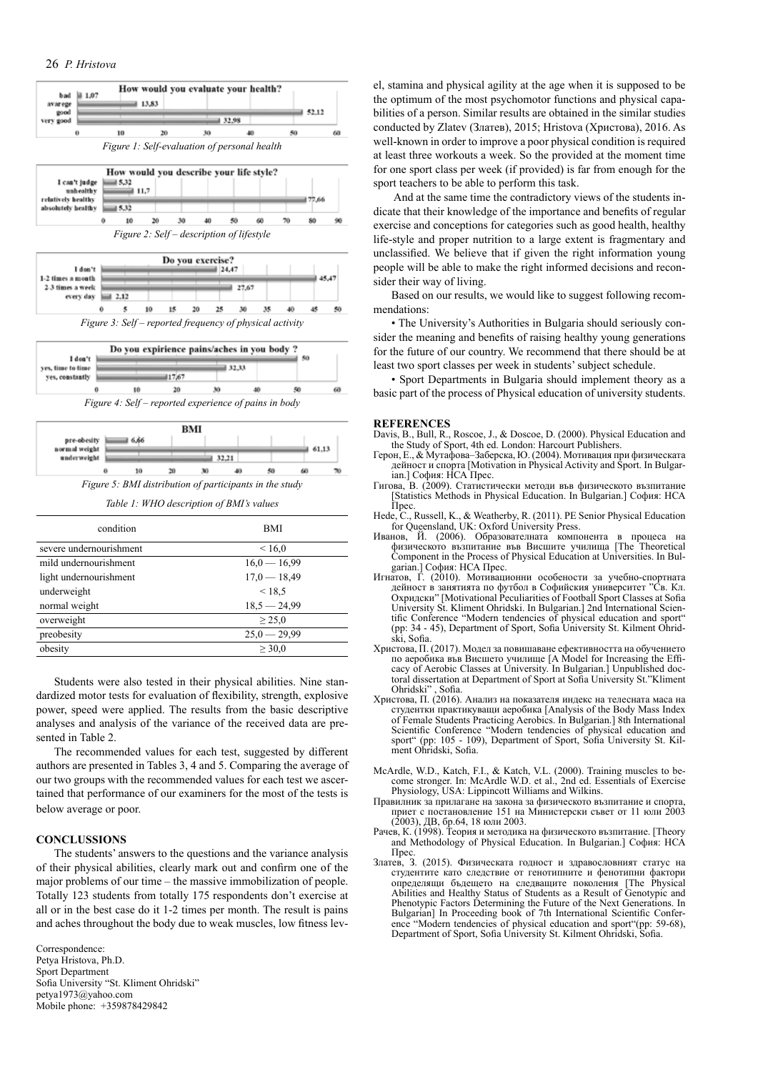How would you evaluate your health?

bad 1,07
avarege 13,83
good 52,12
very good 32,98

0 10 20 30 40 50 60

*Figure 1: Self-evaluation of personal health*

How would you describe your life style?

I can't judge 5,32
unhealthy 11,7
relatively healthy 77,66
absolutely healthy 5,32

0 10 20 30 40 50 60 70 80 90

*Figure 2: Self – description of lifestyle*

Do you exercise?

I don't 24,47
1-2 times a month 45,47
2-3 times a week 27,67
every day 2,12

0 5 10 15 20 25 30 35 40 45 50

*Figure 3: Self – reported frequency of physical activity*

Do you expirience pains/aches in you body ?

I don't 50
yes, time to time 32,33
yes, constantly 17,67

0 10 20 30 40 50 60

*Figure 4: Self – reported experience of pains in body*

BMI

pre-obesity 6,66
normal weight 61,13
underweight 32,21

0 10 20 30 40 50 60 70

*Figure 5: BMI distribution of participants in the study*

*Table 1: WHO description of BMI's values*

| condition | BMI |
|---|---|
| severe undernourishment | < 16,0 |
| mild undernourishment | 16,0 — 16,99 |
| light undernourishment | 17,0 — 18,49 |
| underweight | < 18,5 |
| normal weight | 18,5 — 24,99 |
| overweight | ≥ 25,0 |
| preobesity | 25,0 — 29,99 |
| obesity | ≥ 30,0 |

Students were also tested in their physical abilities. Nine standardized motor tests for evaluation of flexibility, strength, explosive power, speed were applied. The results from the basic descriptive analyses and analysis of the variance of the received data are presented in Table 2.

The recommended values for each test, suggested by different authors are presented in Tables 3, 4 and 5. Comparing the average of our two groups with the recommended values for each test we ascertained that performance of our examiners for the most of the tests is below average or poor.

## CONCLUSSIONS

The students' answers to the questions and the variance analysis of their physical abilities, clearly mark out and confirm one of the major problems of our time – the massive immobilization of people. Totally 123 students from totally 175 respondents don't exercise at all or in the best case do it 1-2 times per month. The result is pains and aches throughout the body due to weak muscles, low fitness level, stamina and physical agility at the age when it is supposed to be the optimum of the most psychomotor functions and physical capabilities of a person. Similar results are obtained in the similar studies conducted by Zlatev (Златев), 2015; Hristova (Христова), 2016. As well-known in order to improve a poor physical condition is required at least three workouts a week. So the provided at the moment time for one sport class per week (if provided) is far from enough for the sport teachers to be able to perform this task.

And at the same time the contradictory views of the students indicate that their knowledge of the importance and benefits of regular exercise and conceptions for categories such as good health, healthy life-style and proper nutrition to a large extent is fragmentary and unclassified. We believe that if given the right information young people will be able to make the right informed decisions and reconsider their way of living.

Based on our results, we would like to suggest following recommendations:

• The University's Authorities in Bulgaria should seriously consider the meaning and benefits of raising healthy young generations for the future of our country. We recommend that there should be at least two sport classes per week in students' subject schedule.

• Sport Departments in Bulgaria should implement theory as a basic part of the process of Physical education of university students.

Correspondence:
Petya Hristova, Ph.D.
Sport Department
Sofia University "St. Kliment Ohridski"
petya1973@yahoo.com
Mobile phone: +359878429842

## REFERENCES

Davis, B., Bull, R., Roscoe, J., & Doscoe, D. (2000). Physical Education and the Study of Sport, 4th ed. London: Harcourt Publishers.

Герон, Е., & Мутафова–Заберска, Ю. (2004). Мотивация при физическата дейност и спорта [Motivation in Physical Activity and Sport. In Bulgarian.] София: НСА Прес.

Гигова, В. (2009). Статистически методи във физическото възпитание [Statistics Methods in Physical Education. In Bulgarian.] София: НСА Прес.

Hede, C., Russell, K., & Weatherby, R. (2011). PE Senior Physical Education for Queensland, UK: Oxford University Press.

Иванов, Й. (2006). Образователната компонента в процеса на физическото възпитание във Висшите училища [The Theoretical Component in the Process of Physical Education at Universities. In Bulgarian.] София: НСА Прес.

Игнатов, Г. (2010). Мотивационни особености за учебно-спортната дейност в заниятия по футбол в Софийския университет "Св. Кл. Охридски" [Motivational Peculiarities of Football Sport Classes at Sofia University St. Kliment Ohridski. In Bulgarian.] 2nd International Scientific Conference "Modern tendencies of physical education and sport" (pp: 34 - 45), Department of Sport, Sofia University St. Kilment Ohridski, Sofia.

Христова, П. (2017). Модел за повишаване ефективността на обучението по аеробика във Висшето училище [A Model for Increasing the Efficacy of Aerobic Classes at University. In Bulgarian.] Unpublished doctoral dissertation at Department of Sport at Sofia University St."Kliment Ohridski" , Sofia.

Христова, П. (2016). Анализ на показателя индекс на телесната маса на студентки практикуващи аеробика [Analysis of the Body Mass Index of Female Students Practicing Aerobics. In Bulgarian.] 8th International Scientific Conference "Modern tendencies of physical education and sport" (pp: 105 - 109), Department of Sport, Sofia University St. Kilment Ohridski, Sofia.

McArdle, W.D., Katch, F.I., & Katch, V.L. (2000). Training muscles to become stronger. In: McArdle W.D. et al., 2nd ed. Essentials of Exercise Physiology, USA: Lippincott Williams and Wilkins.

Правилник за прилагане на закона за физическото възпитание и спорта, приет с постановление 151 на Министерски съвет от 11 юли 2003 (2003), ДВ, бр.64, 18 юли 2003.

Рачев, К. (1998). Теория и методика на физическото възпитание. [Theory and Methodology of Physical Education. In Bulgarian.] София: НСА Прес.

Златев, З. (2015). Физическата годност и здравословният статус на студентите като следствие от генотипните и фенотипни фактори определящи бъдещето на следващите поколения [The Physical Abilities and Healthy Status of Students as a Result of Genotypic and Phenotypic Factors Determining the Future of the Next Generations. In Bulgarian] In Proceeding book of 7th International Scientific Conference "Modern tendencies of physical education and sport"(pp: 59-68), Department of Sport, Sofia University St. Kilment Ohridski, Sofia.